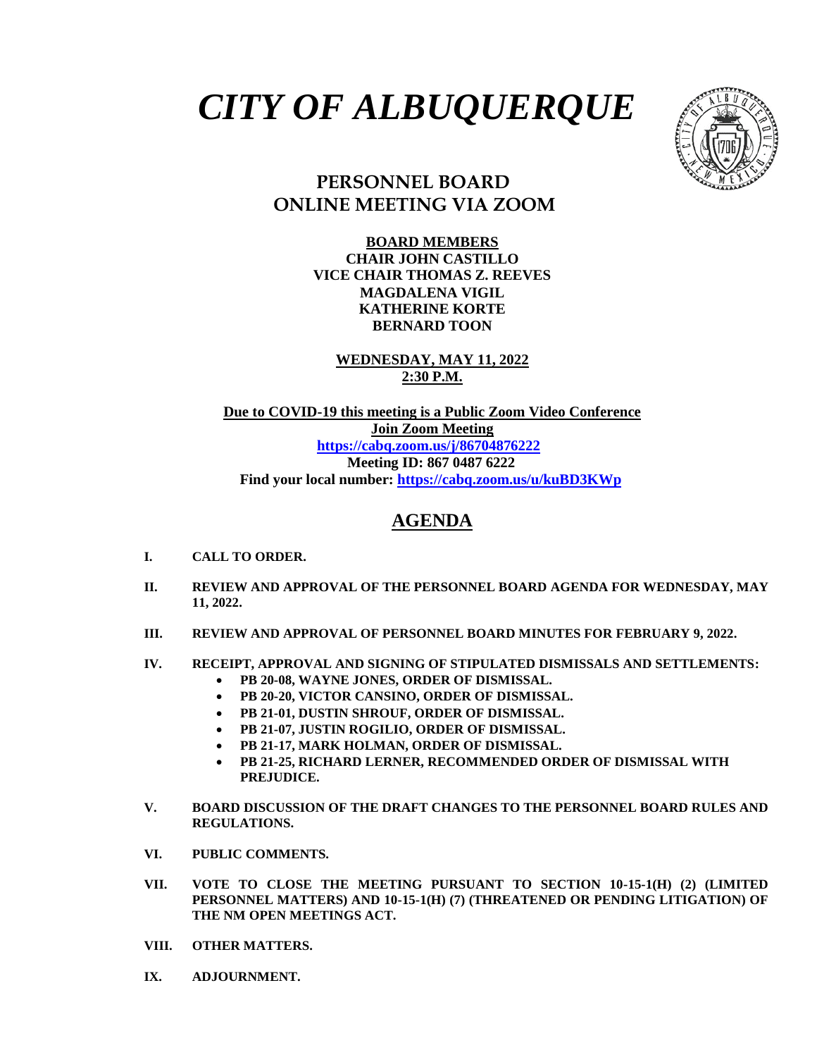# *CITY OF ALBUQUERQUE*

## PERSONNEL BOARD
## ONLINE MEETING VIA ZOOM

**BOARD MEMBERS**
**CHAIR JOHN CASTILLO**
**VICE CHAIR THOMAS Z. REEVES**
**MAGDALENA VIGIL**
**KATHERINE KORTE**
**BERNARD TOON**

**WEDNESDAY, MAY 11, 2022**
**2:30 P.M.**

**Due to COVID-19 this meeting is a Public Zoom Video Conference**
**Join Zoom Meeting**
**https://cabq.zoom.us/j/86704876222**
**Meeting ID: 867 0487 6222**
**Find your local number: https://cabq.zoom.us/u/kuBD3KWp**

## AGENDA

**I. CALL TO ORDER.**

**II. REVIEW AND APPROVAL OF THE PERSONNEL BOARD AGENDA FOR WEDNESDAY, MAY 11, 2022.**

**III. REVIEW AND APPROVAL OF PERSONNEL BOARD MINUTES FOR FEBRUARY 9, 2022.**

**IV. RECEIPT, APPROVAL AND SIGNING OF STIPULATED DISMISSALS AND SETTLEMENTS:**
- **PB 20-08, WAYNE JONES, ORDER OF DISMISSAL.**
- **PB 20-20, VICTOR CANSINO, ORDER OF DISMISSAL.**
- **PB 21-01, DUSTIN SHROUF, ORDER OF DISMISSAL.**
- **PB 21-07, JUSTIN ROGILIO, ORDER OF DISMISSAL.**
- **PB 21-17, MARK HOLMAN, ORDER OF DISMISSAL.**
- **PB 21-25, RICHARD LERNER, RECOMMENDED ORDER OF DISMISSAL WITH PREJUDICE.**

**V. BOARD DISCUSSION OF THE DRAFT CHANGES TO THE PERSONNEL BOARD RULES AND REGULATIONS.**

**VI. PUBLIC COMMENTS.**

**VII. VOTE TO CLOSE THE MEETING PURSUANT TO SECTION 10-15-1(H) (2) (LIMITED PERSONNEL MATTERS) AND 10-15-1(H) (7) (THREATENED OR PENDING LITIGATION) OF THE NM OPEN MEETINGS ACT.**

**VIII. OTHER MATTERS.**

**IX. ADJOURNMENT.**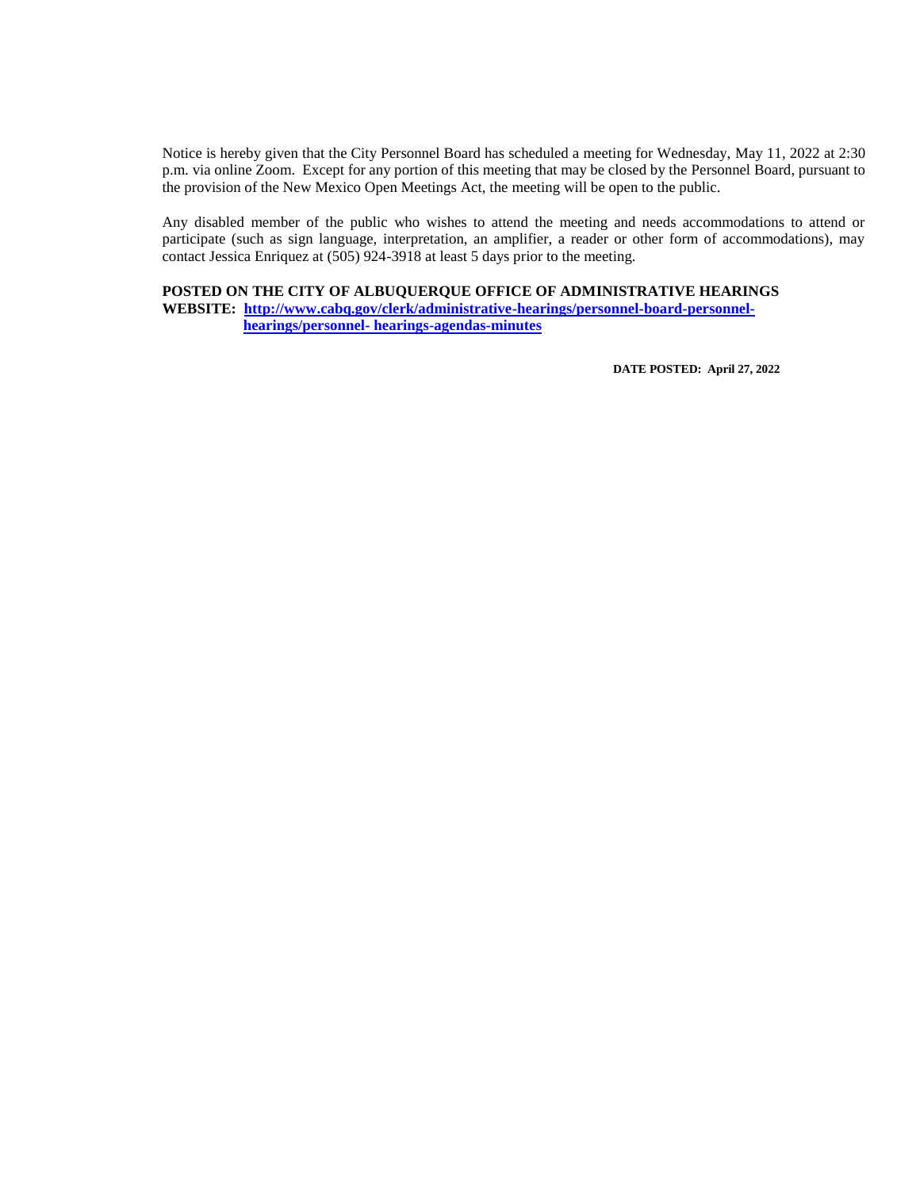Notice is hereby given that the City Personnel Board has scheduled a meeting for Wednesday, May 11, 2022 at 2:30 p.m. via online Zoom. Except for any portion of this meeting that may be closed by the Personnel Board, pursuant to the provision of the New Mexico Open Meetings Act, the meeting will be open to the public.

Any disabled member of the public who wishes to attend the meeting and needs accommodations to attend or participate (such as sign language, interpretation, an amplifier, a reader or other form of accommodations), may contact Jessica Enriquez at (505) 924-3918 at least 5 days prior to the meeting.

**POSTED ON THE CITY OF ALBUQUERQUE OFFICE OF ADMINISTRATIVE HEARINGS WEBSITE:** **[http://www.cabq.gov/clerk/administrative-hearings/personnel-board-personnel-hearings/personnel- hearings-agendas-minutes](http://www.cabq.gov/clerk/administrative-hearings/personnel-board-personnel-hearings/personnel-hearings-agendas-minutes)**

**DATE POSTED: April 27, 2022**